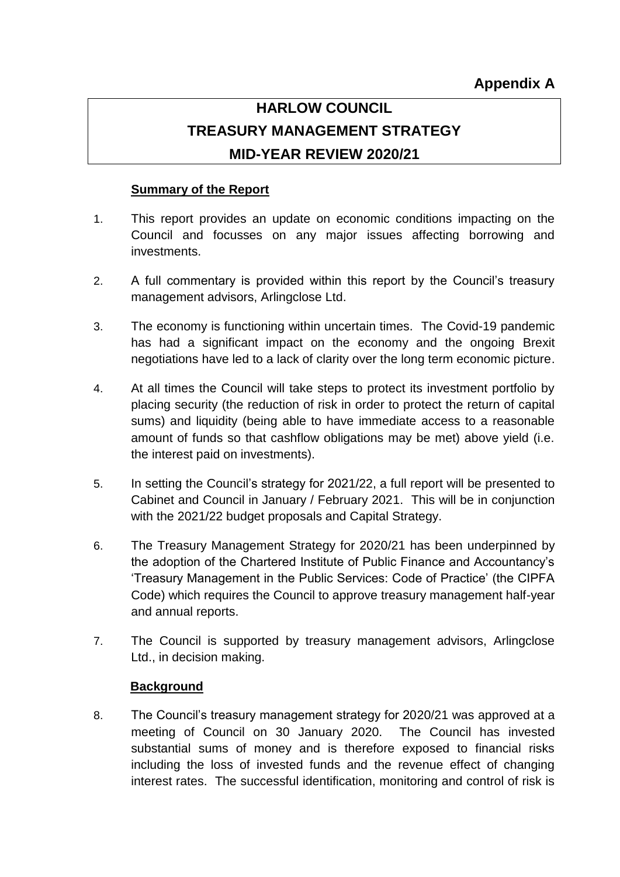**Appendix A**

# HARLOW COUNCIL
# TREASURY MANAGEMENT STRATEGY
# MID-YEAR REVIEW 2020/21

## Summary of the Report

1. This report provides an update on economic conditions impacting on the Council and focusses on any major issues affecting borrowing and investments.

2. A full commentary is provided within this report by the Council's treasury management advisors, Arlingclose Ltd.

3. The economy is functioning within uncertain times. The Covid-19 pandemic has had a significant impact on the economy and the ongoing Brexit negotiations have led to a lack of clarity over the long term economic picture.

4. At all times the Council will take steps to protect its investment portfolio by placing security (the reduction of risk in order to protect the return of capital sums) and liquidity (being able to have immediate access to a reasonable amount of funds so that cashflow obligations may be met) above yield (i.e. the interest paid on investments).

5. In setting the Council's strategy for 2021/22, a full report will be presented to Cabinet and Council in January / February 2021. This will be in conjunction with the 2021/22 budget proposals and Capital Strategy.

6. The Treasury Management Strategy for 2020/21 has been underpinned by the adoption of the Chartered Institute of Public Finance and Accountancy's 'Treasury Management in the Public Services: Code of Practice' (the CIPFA Code) which requires the Council to approve treasury management half-year and annual reports.

7. The Council is supported by treasury management advisors, Arlingclose Ltd., in decision making.

## Background

8. The Council's treasury management strategy for 2020/21 was approved at a meeting of Council on 30 January 2020. The Council has invested substantial sums of money and is therefore exposed to financial risks including the loss of invested funds and the revenue effect of changing interest rates. The successful identification, monitoring and control of risk is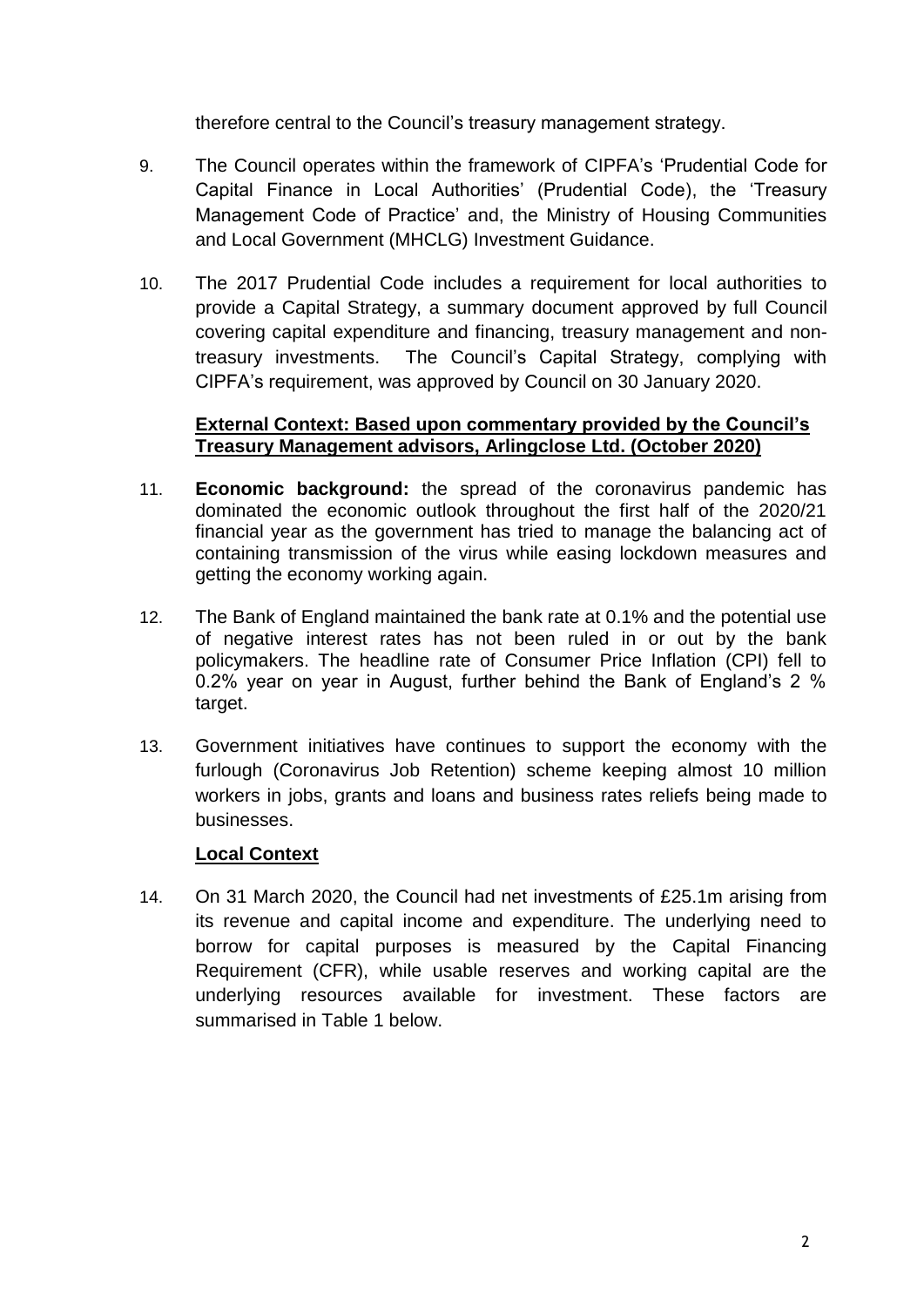therefore central to the Council's treasury management strategy.

9. The Council operates within the framework of CIPFA's 'Prudential Code for Capital Finance in Local Authorities' (Prudential Code), the 'Treasury Management Code of Practice' and, the Ministry of Housing Communities and Local Government (MHCLG) Investment Guidance.

10. The 2017 Prudential Code includes a requirement for local authorities to provide a Capital Strategy, a summary document approved by full Council covering capital expenditure and financing, treasury management and non-treasury investments. The Council's Capital Strategy, complying with CIPFA's requirement, was approved by Council on 30 January 2020.

**External Context: Based upon commentary provided by the Council's Treasury Management advisors, Arlingclose Ltd. (October 2020)**

11. **Economic background:** the spread of the coronavirus pandemic has dominated the economic outlook throughout the first half of the 2020/21 financial year as the government has tried to manage the balancing act of containing transmission of the virus while easing lockdown measures and getting the economy working again.

12. The Bank of England maintained the bank rate at 0.1% and the potential use of negative interest rates has not been ruled in or out by the bank policymakers. The headline rate of Consumer Price Inflation (CPI) fell to 0.2% year on year in August, further behind the Bank of England's 2 % target.

13. Government initiatives have continues to support the economy with the furlough (Coronavirus Job Retention) scheme keeping almost 10 million workers in jobs, grants and loans and business rates reliefs being made to businesses.

**Local Context**

14. On 31 March 2020, the Council had net investments of £25.1m arising from its revenue and capital income and expenditure. The underlying need to borrow for capital purposes is measured by the Capital Financing Requirement (CFR), while usable reserves and working capital are the underlying resources available for investment. These factors are summarised in Table 1 below.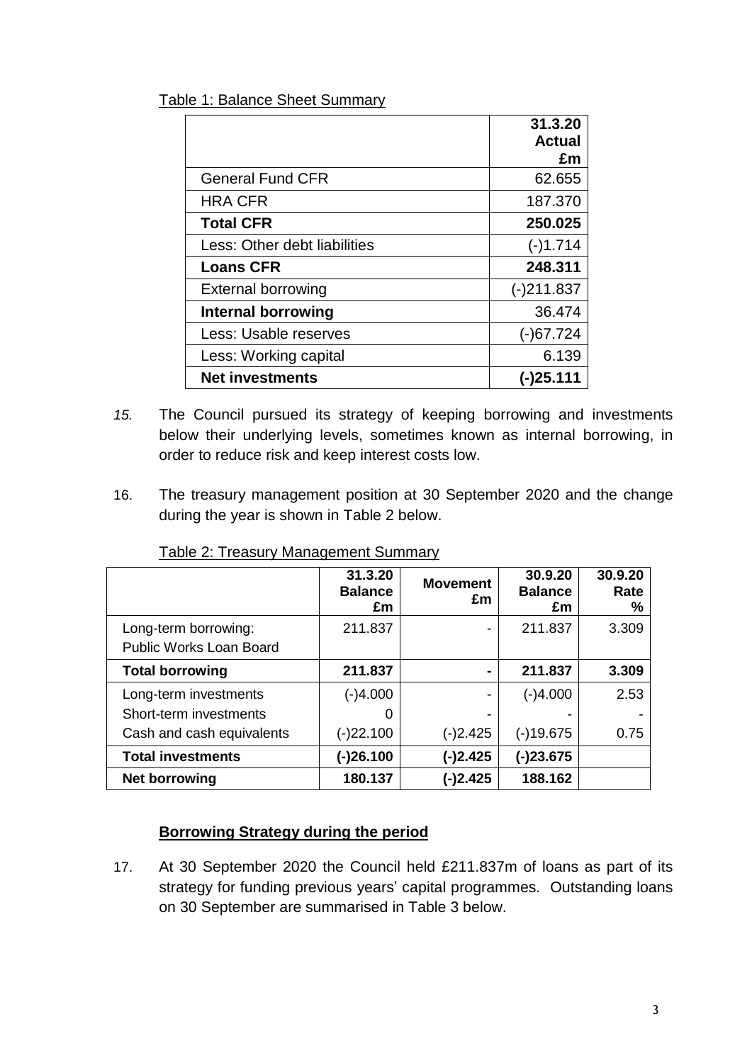Table 1: Balance Sheet Summary

| | 31.3.20 Actual £m |
|---|---|
| General Fund CFR | 62.655 |
| HRA CFR | 187.370 |
| **Total CFR** | **250.025** |
| Less: Other debt liabilities | (-)1.714 |
| **Loans CFR** | **248.311** |
| External borrowing | (-)211.837 |
| **Internal borrowing** | 36.474 |
| Less: Usable reserves | (-)67.724 |
| Less: Working capital | 6.139 |
| **Net investments** | **(-)25.111** |

*15.* The Council pursued its strategy of keeping borrowing and investments below their underlying levels, sometimes known as internal borrowing, in order to reduce risk and keep interest costs low.

16. The treasury management position at 30 September 2020 and the change during the year is shown in Table 2 below.

Table 2: Treasury Management Summary

| | 31.3.20 Balance £m | Movement £m | 30.9.20 Balance £m | 30.9.20 Rate % |
|---|---|---|---|---|
| Long-term borrowing: Public Works Loan Board | 211.837 | - | 211.837 | 3.309 |
| **Total borrowing** | **211.837** | **-** | **211.837** | **3.309** |
| Long-term investments | (-)4.000 | - | (-)4.000 | 2.53 |
| Short-term investments | 0 | - | - | - |
| Cash and cash equivalents | (-)22.100 | (-)2.425 | (-)19.675 | 0.75 |
| **Total investments** | **(-)26.100** | **(-)2.425** | **(-)23.675** | |
| **Net borrowing** | **180.137** | **(-)2.425** | **188.162** | |

## Borrowing Strategy during the period

17. At 30 September 2020 the Council held £211.837m of loans as part of its strategy for funding previous years' capital programmes. Outstanding loans on 30 September are summarised in Table 3 below.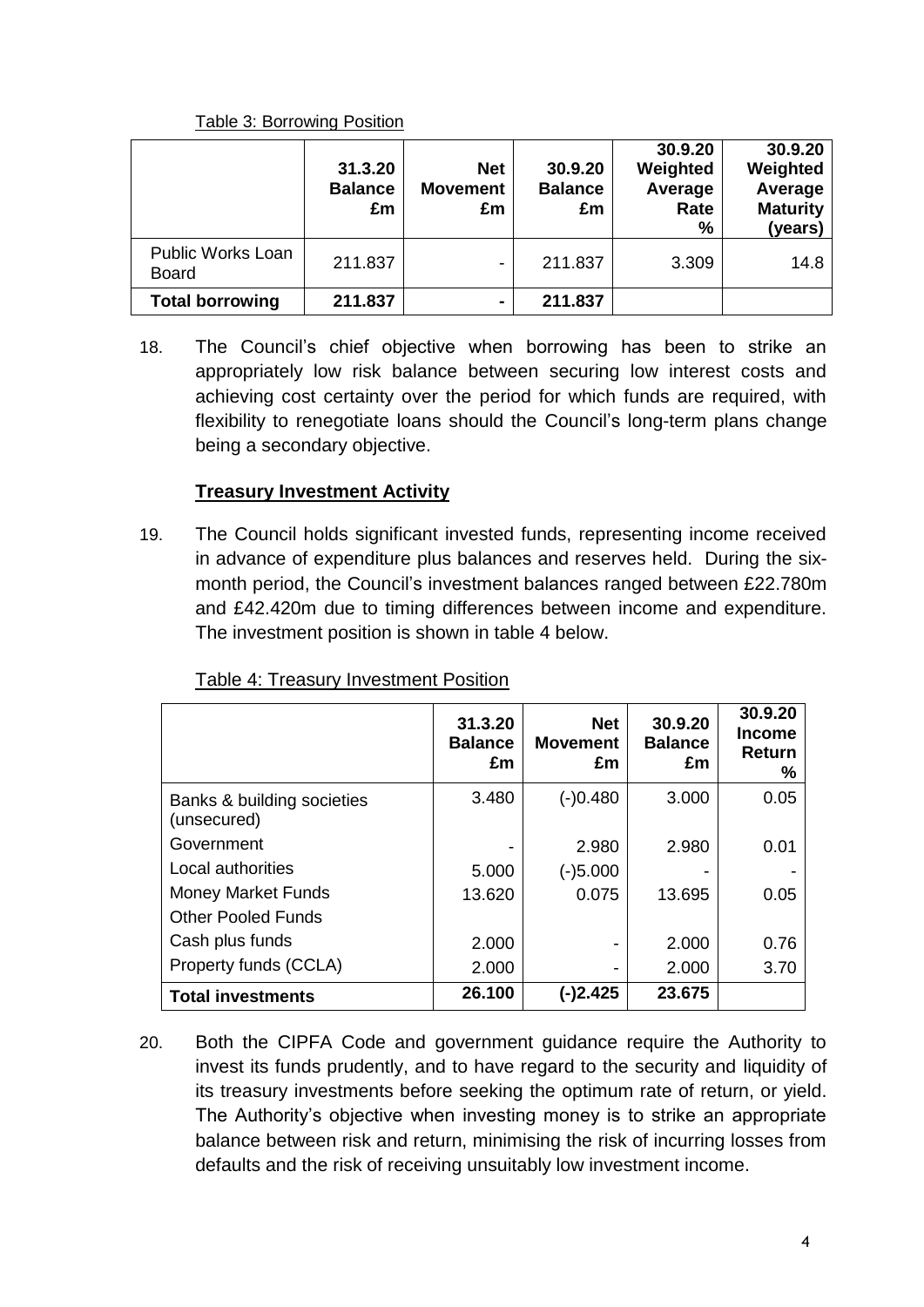Table 3: Borrowing Position

| | 31.3.20 Balance £m | Net Movement £m | 30.9.20 Balance £m | 30.9.20 Weighted Average Rate % | 30.9.20 Weighted Average Maturity (years) |
|---|---|---|---|---|---|
| Public Works Loan Board | 211.837 | - | 211.837 | 3.309 | 14.8 |
| **Total borrowing** | **211.837** | **-** | **211.837** | | |

18. The Council's chief objective when borrowing has been to strike an appropriately low risk balance between securing low interest costs and achieving cost certainty over the period for which funds are required, with flexibility to renegotiate loans should the Council's long-term plans change being a secondary objective.

## **Treasury Investment Activity**

19. The Council holds significant invested funds, representing income received in advance of expenditure plus balances and reserves held. During the six-month period, the Council's investment balances ranged between £22.780m and £42.420m due to timing differences between income and expenditure. The investment position is shown in table 4 below.

Table 4: Treasury Investment Position

| | 31.3.20 Balance £m | Net Movement £m | 30.9.20 Balance £m | 30.9.20 Income Return % |
|---|---|---|---|---|
| Banks & building societies (unsecured) | 3.480 | (-)0.480 | 3.000 | 0.05 |
| Government | - | 2.980 | 2.980 | 0.01 |
| Local authorities | 5.000 | (-)5.000 | - | - |
| Money Market Funds | 13.620 | 0.075 | 13.695 | 0.05 |
| Other Pooled Funds | | | | |
| Cash plus funds | 2.000 | - | 2.000 | 0.76 |
| Property funds (CCLA) | 2.000 | - | 2.000 | 3.70 |
| **Total investments** | **26.100** | **(-)2.425** | **23.675** | |

20. Both the CIPFA Code and government guidance require the Authority to invest its funds prudently, and to have regard to the security and liquidity of its treasury investments before seeking the optimum rate of return, or yield. The Authority's objective when investing money is to strike an appropriate balance between risk and return, minimising the risk of incurring losses from defaults and the risk of receiving unsuitably low investment income.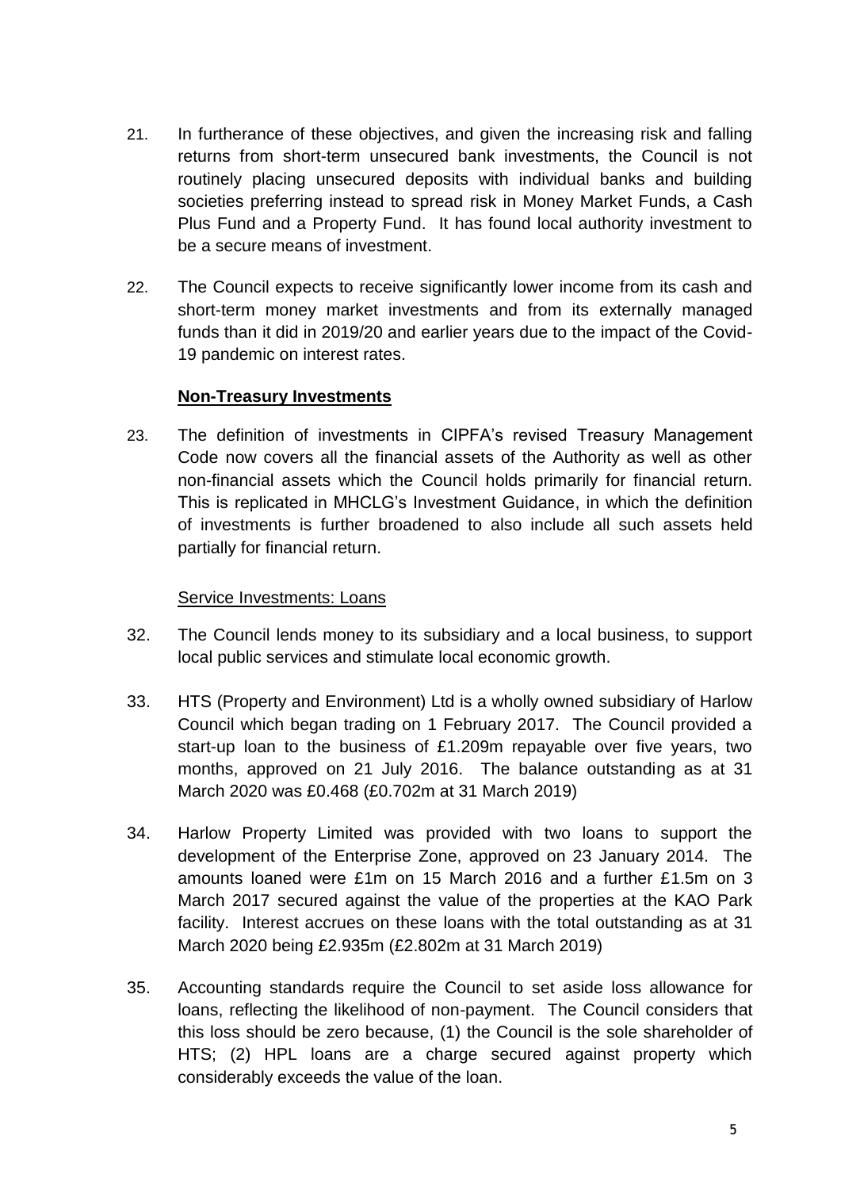21. In furtherance of these objectives, and given the increasing risk and falling returns from short-term unsecured bank investments, the Council is not routinely placing unsecured deposits with individual banks and building societies preferring instead to spread risk in Money Market Funds, a Cash Plus Fund and a Property Fund. It has found local authority investment to be a secure means of investment.

22. The Council expects to receive significantly lower income from its cash and short-term money market investments and from its externally managed funds than it did in 2019/20 and earlier years due to the impact of the Covid-19 pandemic on interest rates.

**Non-Treasury Investments**

23. The definition of investments in CIPFA's revised Treasury Management Code now covers all the financial assets of the Authority as well as other non-financial assets which the Council holds primarily for financial return. This is replicated in MHCLG's Investment Guidance, in which the definition of investments is further broadened to also include all such assets held partially for financial return.

Service Investments: Loans

32. The Council lends money to its subsidiary and a local business, to support local public services and stimulate local economic growth.

33. HTS (Property and Environment) Ltd is a wholly owned subsidiary of Harlow Council which began trading on 1 February 2017. The Council provided a start-up loan to the business of £1.209m repayable over five years, two months, approved on 21 July 2016. The balance outstanding as at 31 March 2020 was £0.468 (£0.702m at 31 March 2019)

34. Harlow Property Limited was provided with two loans to support the development of the Enterprise Zone, approved on 23 January 2014. The amounts loaned were £1m on 15 March 2016 and a further £1.5m on 3 March 2017 secured against the value of the properties at the KAO Park facility. Interest accrues on these loans with the total outstanding as at 31 March 2020 being £2.935m (£2.802m at 31 March 2019)

35. Accounting standards require the Council to set aside loss allowance for loans, reflecting the likelihood of non-payment. The Council considers that this loss should be zero because, (1) the Council is the sole shareholder of HTS; (2) HPL loans are a charge secured against property which considerably exceeds the value of the loan.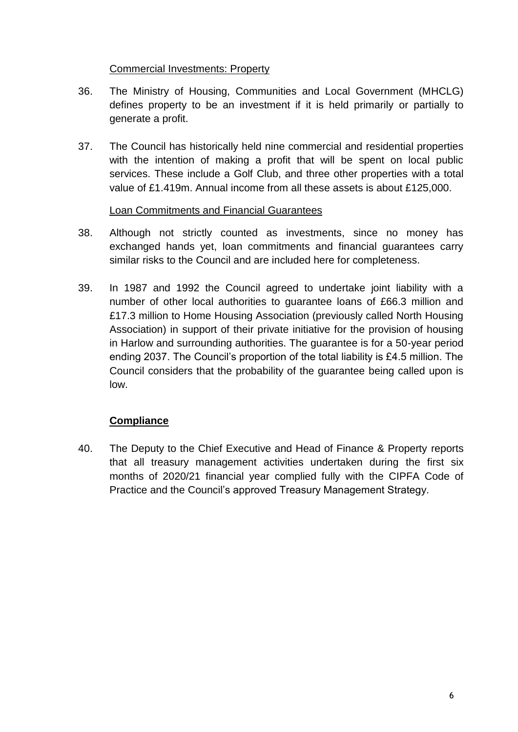Commercial Investments: Property

36. The Ministry of Housing, Communities and Local Government (MHCLG) defines property to be an investment if it is held primarily or partially to generate a profit.

37. The Council has historically held nine commercial and residential properties with the intention of making a profit that will be spent on local public services. These include a Golf Club, and three other properties with a total value of £1.419m. Annual income from all these assets is about £125,000.

Loan Commitments and Financial Guarantees

38. Although not strictly counted as investments, since no money has exchanged hands yet, loan commitments and financial guarantees carry similar risks to the Council and are included here for completeness.

39. In 1987 and 1992 the Council agreed to undertake joint liability with a number of other local authorities to guarantee loans of £66.3 million and £17.3 million to Home Housing Association (previously called North Housing Association) in support of their private initiative for the provision of housing in Harlow and surrounding authorities. The guarantee is for a 50-year period ending 2037. The Council's proportion of the total liability is £4.5 million. The Council considers that the probability of the guarantee being called upon is low.

## Compliance

40. The Deputy to the Chief Executive and Head of Finance & Property reports that all treasury management activities undertaken during the first six months of 2020/21 financial year complied fully with the CIPFA Code of Practice and the Council's approved Treasury Management Strategy.